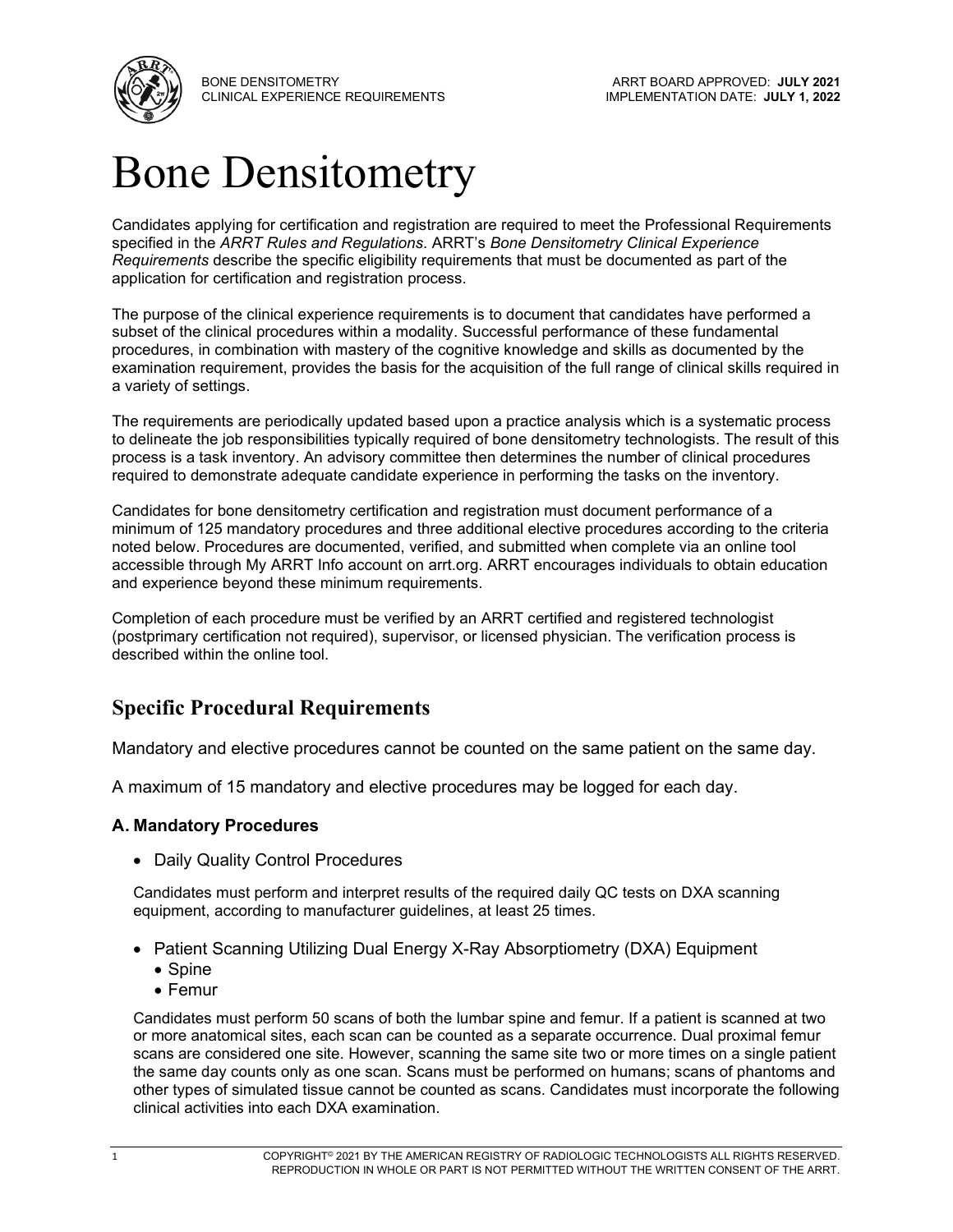# Bone Densitometry

Candidates applying for certification and registration are required to meet the Professional Requirements specified in the *ARRT Rules and Regulations*. ARRT's *Bone Densitometry Clinical Experience Requirements* describe the specific eligibility requirements that must be documented as part of the application for certification and registration process.

The purpose of the clinical experience requirements is to document that candidates have performed a subset of the clinical procedures within a modality. Successful performance of these fundamental procedures, in combination with mastery of the cognitive knowledge and skills as documented by the examination requirement, provides the basis for the acquisition of the full range of clinical skills required in a variety of settings.

The requirements are periodically updated based upon a practice analysis which is a systematic process to delineate the job responsibilities typically required of bone densitometry technologists. The result of this process is a task inventory. An advisory committee then determines the number of clinical procedures required to demonstrate adequate candidate experience in performing the tasks on the inventory.

Candidates for bone densitometry certification and registration must document performance of a minimum of 125 mandatory procedures and three additional elective procedures according to the criteria noted below. Procedures are documented, verified, and submitted when complete via an online tool accessible through My ARRT Info account on arrt.org. ARRT encourages individuals to obtain education and experience beyond these minimum requirements.

Completion of each procedure must be verified by an ARRT certified and registered technologist (postprimary certification not required), supervisor, or licensed physician. The verification process is described within the online tool.

## Specific Procedural Requirements

Mandatory and elective procedures cannot be counted on the same patient on the same day.

A maximum of 15 mandatory and elective procedures may be logged for each day.

### A. Mandatory Procedures

- Daily Quality Control Procedures

Candidates must perform and interpret results of the required daily QC tests on DXA scanning equipment, according to manufacturer guidelines, at least 25 times.

- Patient Scanning Utilizing Dual Energy X-Ray Absorptiometry (DXA) Equipment
  - Spine
  - Femur

Candidates must perform 50 scans of both the lumbar spine and femur. If a patient is scanned at two or more anatomical sites, each scan can be counted as a separate occurrence. Dual proximal femur scans are considered one site. However, scanning the same site two or more times on a single patient the same day counts only as one scan. Scans must be performed on humans; scans of phantoms and other types of simulated tissue cannot be counted as scans. Candidates must incorporate the following clinical activities into each DXA examination.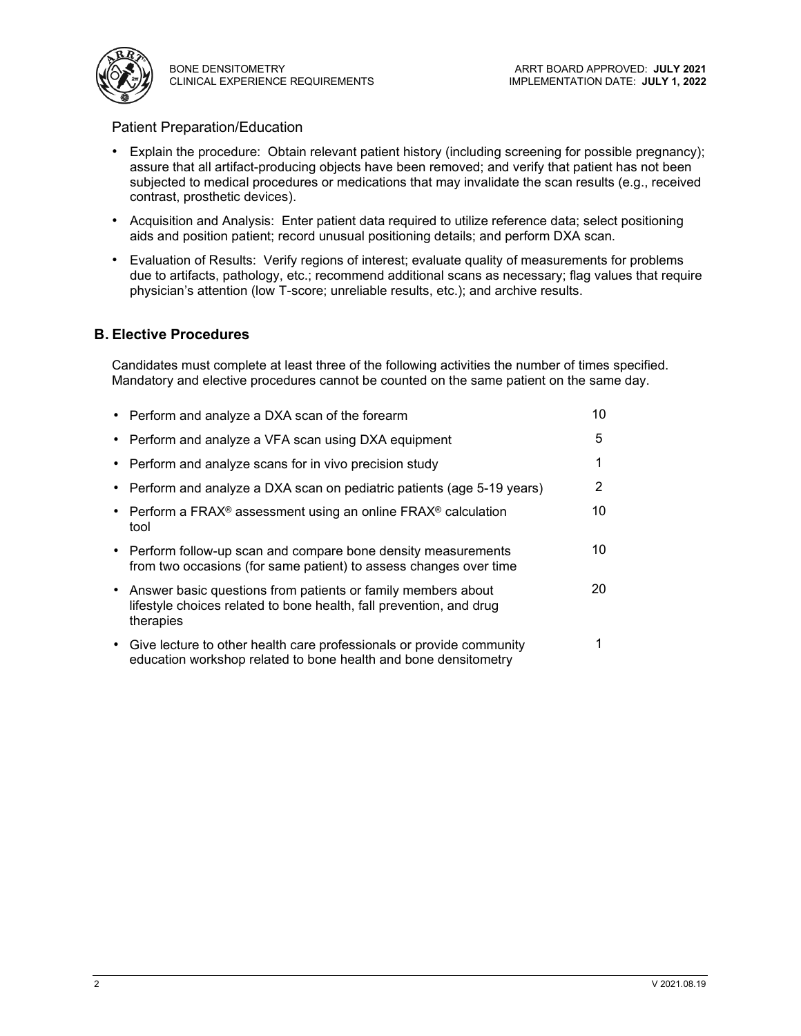Patient Preparation/Education

- Explain the procedure: Obtain relevant patient history (including screening for possible pregnancy); assure that all artifact-producing objects have been removed; and verify that patient has not been subjected to medical procedures or medications that may invalidate the scan results (e.g., received contrast, prosthetic devices).
- Acquisition and Analysis: Enter patient data required to utilize reference data; select positioning aids and position patient; record unusual positioning details; and perform DXA scan.
- Evaluation of Results: Verify regions of interest; evaluate quality of measurements for problems due to artifacts, pathology, etc.; recommend additional scans as necessary; flag values that require physician's attention (low T-score; unreliable results, etc.); and archive results.

## B. Elective Procedures

Candidates must complete at least three of the following activities the number of times specified. Mandatory and elective procedures cannot be counted on the same patient on the same day.

| | |
|---|---|
| • Perform and analyze a DXA scan of the forearm | 10 |
| • Perform and analyze a VFA scan using DXA equipment | 5 |
| • Perform and analyze scans for in vivo precision study | 1 |
| • Perform and analyze a DXA scan on pediatric patients (age 5-19 years) | 2 |
| • Perform a FRAX® assessment using an online FRAX® calculation tool | 10 |
| • Perform follow-up scan and compare bone density measurements from two occasions (for same patient) to assess changes over time | 10 |
| • Answer basic questions from patients or family members about lifestyle choices related to bone health, fall prevention, and drug therapies | 20 |
| • Give lecture to other health care professionals or provide community education workshop related to bone health and bone densitometry | 1 |